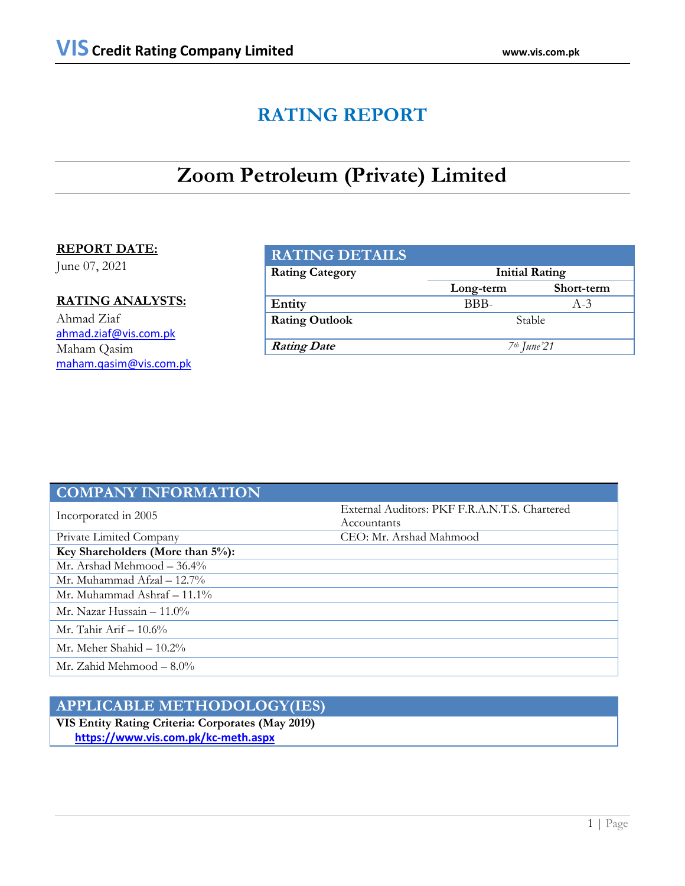# RATING REPORT

# Zoom Petroleum (Private) Limited

**REPORT DATE:**
June 07, 2021

**RATING ANALYSTS:**
Ahmad Ziaf
ahmad.ziaf@vis.com.pk
Maham Qasim
maham.qasim@vis.com.pk

| RATING DETAILS | | |
|---|---|---|
| **Rating Category** | **Initial Rating** | |
| | **Long-term** | **Short-term** |
| **Entity** | BBB- | A-3 |
| **Rating Outlook** | Stable | |
| ***Rating Date*** | *7th June'21* | |

| COMPANY INFORMATION | |
|---|---|
| Incorporated in 2005 | External Auditors: PKF F.R.A.N.T.S. Chartered Accountants |
| Private Limited Company | CEO: Mr. Arshad Mahmood |
| **Key Shareholders (More than 5%):** | |
| Mr. Arshad Mehmood – 36.4% | |
| Mr. Muhammad Afzal – 12.7% | |
| Mr. Muhammad Ashraf – 11.1% | |
| Mr. Nazar Hussain – 11.0% | |
| Mr. Tahir Arif – 10.6% | |
| Mr. Meher Shahid – 10.2% | |
| Mr. Zahid Mehmood – 8.0% | |

| APPLICABLE METHODOLOGY(IES) |
|---|
| **VIS Entity Rating Criteria: Corporates (May 2019)** |
| **https://www.vis.com.pk/kc-meth.aspx** |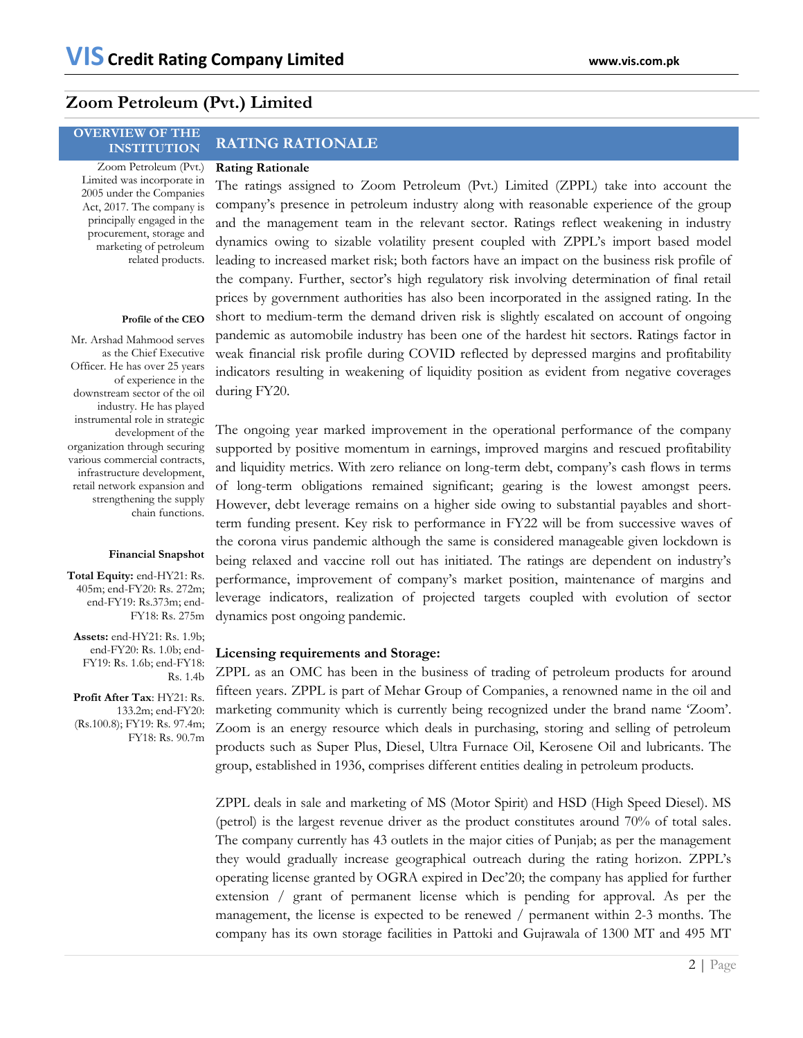# Zoom Petroleum (Pvt.) Limited

## OVERVIEW OF THE INSTITUTION

Zoom Petroleum (Pvt.) Limited was incorporate in 2005 under the Companies Act, 2017. The company is principally engaged in the procurement, storage and marketing of petroleum related products.

**Profile of the CEO**

Mr. Arshad Mahmood serves as the Chief Executive Officer. He has over 25 years of experience in the downstream sector of the oil industry. He has played instrumental role in strategic development of the organization through securing various commercial contracts, infrastructure development, retail network expansion and strengthening the supply chain functions.

**Financial Snapshot**

**Total Equity:** end-HY21: Rs. 405m; end-FY20: Rs. 272m; end-FY19: Rs.373m; end-FY18: Rs. 275m

**Assets:** end-HY21: Rs. 1.9b; end-FY20: Rs. 1.0b; end-FY19: Rs. 1.6b; end-FY18: Rs. 1.4b

**Profit After Tax**: HY21: Rs. 133.2m; end-FY20: (Rs.100.8); FY19: Rs. 97.4m; FY18: Rs. 90.7m

## RATING RATIONALE

**Rating Rationale**

The ratings assigned to Zoom Petroleum (Pvt.) Limited (ZPPL) take into account the company's presence in petroleum industry along with reasonable experience of the group and the management team in the relevant sector. Ratings reflect weakening in industry dynamics owing to sizable volatility present coupled with ZPPL's import based model leading to increased market risk; both factors have an impact on the business risk profile of the company. Further, sector's high regulatory risk involving determination of final retail prices by government authorities has also been incorporated in the assigned rating. In the short to medium-term the demand driven risk is slightly escalated on account of ongoing pandemic as automobile industry has been one of the hardest hit sectors. Ratings factor in weak financial risk profile during COVID reflected by depressed margins and profitability indicators resulting in weakening of liquidity position as evident from negative coverages during FY20.

The ongoing year marked improvement in the operational performance of the company supported by positive momentum in earnings, improved margins and rescued profitability and liquidity metrics. With zero reliance on long-term debt, company's cash flows in terms of long-term obligations remained significant; gearing is the lowest amongst peers. However, debt leverage remains on a higher side owing to substantial payables and short-term funding present. Key risk to performance in FY22 will be from successive waves of the corona virus pandemic although the same is considered manageable given lockdown is being relaxed and vaccine roll out has initiated. The ratings are dependent on industry's performance, improvement of company's market position, maintenance of margins and leverage indicators, realization of projected targets coupled with evolution of sector dynamics post ongoing pandemic.

**Licensing requirements and Storage:**

ZPPL as an OMC has been in the business of trading of petroleum products for around fifteen years. ZPPL is part of Mehar Group of Companies, a renowned name in the oil and marketing community which is currently being recognized under the brand name 'Zoom'. Zoom is an energy resource which deals in purchasing, storing and selling of petroleum products such as Super Plus, Diesel, Ultra Furnace Oil, Kerosene Oil and lubricants. The group, established in 1936, comprises different entities dealing in petroleum products.

ZPPL deals in sale and marketing of MS (Motor Spirit) and HSD (High Speed Diesel). MS (petrol) is the largest revenue driver as the product constitutes around 70% of total sales. The company currently has 43 outlets in the major cities of Punjab; as per the management they would gradually increase geographical outreach during the rating horizon. ZPPL's operating license granted by OGRA expired in Dec'20; the company has applied for further extension / grant of permanent license which is pending for approval. As per the management, the license is expected to be renewed / permanent within 2-3 months. The company has its own storage facilities in Pattoki and Gujrawala of 1300 MT and 495 MT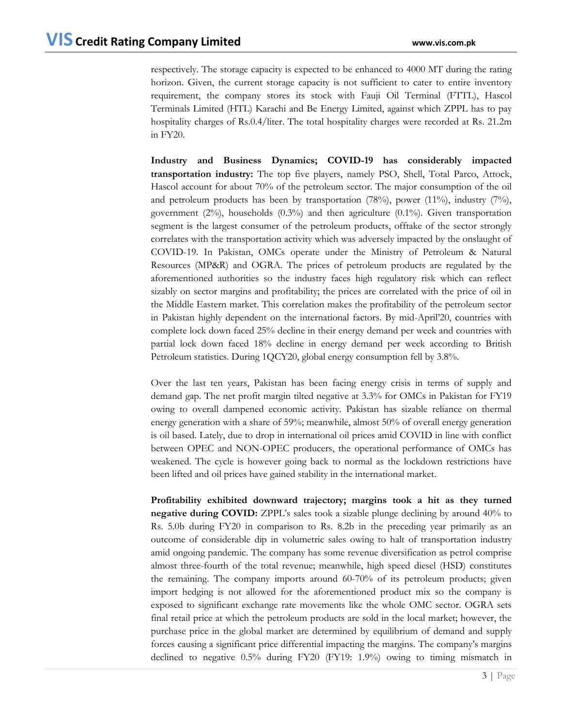respectively. The storage capacity is expected to be enhanced to 4000 MT during the rating horizon. Given, the current storage capacity is not sufficient to cater to entire inventory requirement, the company stores its stock with Fauji Oil Terminal (FTTL), Hascol Terminals Limited (HTL) Karachi and Be Energy Limited, against which ZPPL has to pay hospitality charges of Rs.0.4/liter. The total hospitality charges were recorded at Rs. 21.2m in FY20.

**Industry and Business Dynamics; COVID-19 has considerably impacted transportation industry:** The top five players, namely PSO, Shell, Total Parco, Attock, Hascol account for about 70% of the petroleum sector. The major consumption of the oil and petroleum products has been by transportation (78%), power (11%), industry (7%), government (2%), households (0.3%) and then agriculture (0.1%). Given transportation segment is the largest consumer of the petroleum products, offtake of the sector strongly correlates with the transportation activity which was adversely impacted by the onslaught of COVID-19. In Pakistan, OMCs operate under the Ministry of Petroleum & Natural Resources (MP&R) and OGRA. The prices of petroleum products are regulated by the aforementioned authorities so the industry faces high regulatory risk which can reflect sizably on sector margins and profitability; the prices are correlated with the price of oil in the Middle Eastern market. This correlation makes the profitability of the petroleum sector in Pakistan highly dependent on the international factors. By mid-April'20, countries with complete lock down faced 25% decline in their energy demand per week and countries with partial lock down faced 18% decline in energy demand per week according to British Petroleum statistics. During 1QCY20, global energy consumption fell by 3.8%.

Over the last ten years, Pakistan has been facing energy crisis in terms of supply and demand gap. The net profit margin tilted negative at 3.3% for OMCs in Pakistan for FY19 owing to overall dampened economic activity. Pakistan has sizable reliance on thermal energy generation with a share of 59%; meanwhile, almost 50% of overall energy generation is oil based. Lately, due to drop in international oil prices amid COVID in line with conflict between OPEC and NON-OPEC producers, the operational performance of OMCs has weakened. The cycle is however going back to normal as the lockdown restrictions have been lifted and oil prices have gained stability in the international market.

**Profitability exhibited downward trajectory; margins took a hit as they turned negative during COVID:** ZPPL's sales took a sizable plunge declining by around 40% to Rs. 5.0b during FY20 in comparison to Rs. 8.2b in the preceding year primarily as an outcome of considerable dip in volumetric sales owing to halt of transportation industry amid ongoing pandemic. The company has some revenue diversification as petrol comprise almost three-fourth of the total revenue; meanwhile, high speed diesel (HSD) constitutes the remaining. The company imports around 60-70% of its petroleum products; given import hedging is not allowed for the aforementioned product mix so the company is exposed to significant exchange rate movements like the whole OMC sector. OGRA sets final retail price at which the petroleum products are sold in the local market; however, the purchase price in the global market are determined by equilibrium of demand and supply forces causing a significant price differential impacting the margins. The company's margins declined to negative 0.5% during FY20 (FY19: 1.9%) owing to timing mismatch in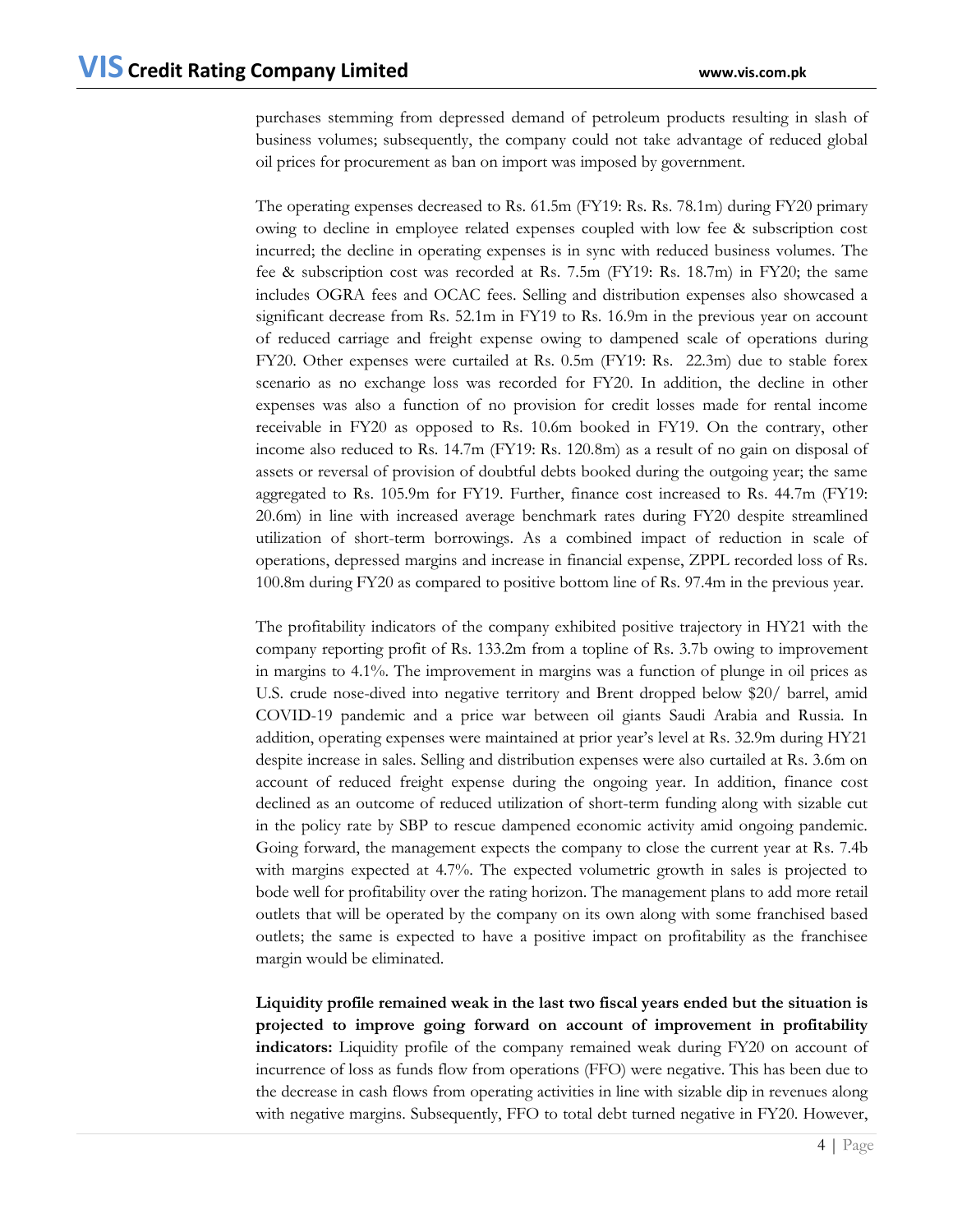purchases stemming from depressed demand of petroleum products resulting in slash of business volumes; subsequently, the company could not take advantage of reduced global oil prices for procurement as ban on import was imposed by government.

The operating expenses decreased to Rs. 61.5m (FY19: Rs. Rs. 78.1m) during FY20 primary owing to decline in employee related expenses coupled with low fee & subscription cost incurred; the decline in operating expenses is in sync with reduced business volumes. The fee & subscription cost was recorded at Rs. 7.5m (FY19: Rs. 18.7m) in FY20; the same includes OGRA fees and OCAC fees. Selling and distribution expenses also showcased a significant decrease from Rs. 52.1m in FY19 to Rs. 16.9m in the previous year on account of reduced carriage and freight expense owing to dampened scale of operations during FY20. Other expenses were curtailed at Rs. 0.5m (FY19: Rs. 22.3m) due to stable forex scenario as no exchange loss was recorded for FY20. In addition, the decline in other expenses was also a function of no provision for credit losses made for rental income receivable in FY20 as opposed to Rs. 10.6m booked in FY19. On the contrary, other income also reduced to Rs. 14.7m (FY19: Rs. 120.8m) as a result of no gain on disposal of assets or reversal of provision of doubtful debts booked during the outgoing year; the same aggregated to Rs. 105.9m for FY19. Further, finance cost increased to Rs. 44.7m (FY19: 20.6m) in line with increased average benchmark rates during FY20 despite streamlined utilization of short-term borrowings. As a combined impact of reduction in scale of operations, depressed margins and increase in financial expense, ZPPL recorded loss of Rs. 100.8m during FY20 as compared to positive bottom line of Rs. 97.4m in the previous year.

The profitability indicators of the company exhibited positive trajectory in HY21 with the company reporting profit of Rs. 133.2m from a topline of Rs. 3.7b owing to improvement in margins to 4.1%. The improvement in margins was a function of plunge in oil prices as U.S. crude nose-dived into negative territory and Brent dropped below $20/ barrel, amid COVID-19 pandemic and a price war between oil giants Saudi Arabia and Russia. In addition, operating expenses were maintained at prior year's level at Rs. 32.9m during HY21 despite increase in sales. Selling and distribution expenses were also curtailed at Rs. 3.6m on account of reduced freight expense during the ongoing year. In addition, finance cost declined as an outcome of reduced utilization of short-term funding along with sizable cut in the policy rate by SBP to rescue dampened economic activity amid ongoing pandemic. Going forward, the management expects the company to close the current year at Rs. 7.4b with margins expected at 4.7%. The expected volumetric growth in sales is projected to bode well for profitability over the rating horizon. The management plans to add more retail outlets that will be operated by the company on its own along with some franchised based outlets; the same is expected to have a positive impact on profitability as the franchisee margin would be eliminated.

**Liquidity profile remained weak in the last two fiscal years ended but the situation is projected to improve going forward on account of improvement in profitability indicators:** Liquidity profile of the company remained weak during FY20 on account of incurrence of loss as funds flow from operations (FFO) were negative. This has been due to the decrease in cash flows from operating activities in line with sizable dip in revenues along with negative margins. Subsequently, FFO to total debt turned negative in FY20. However,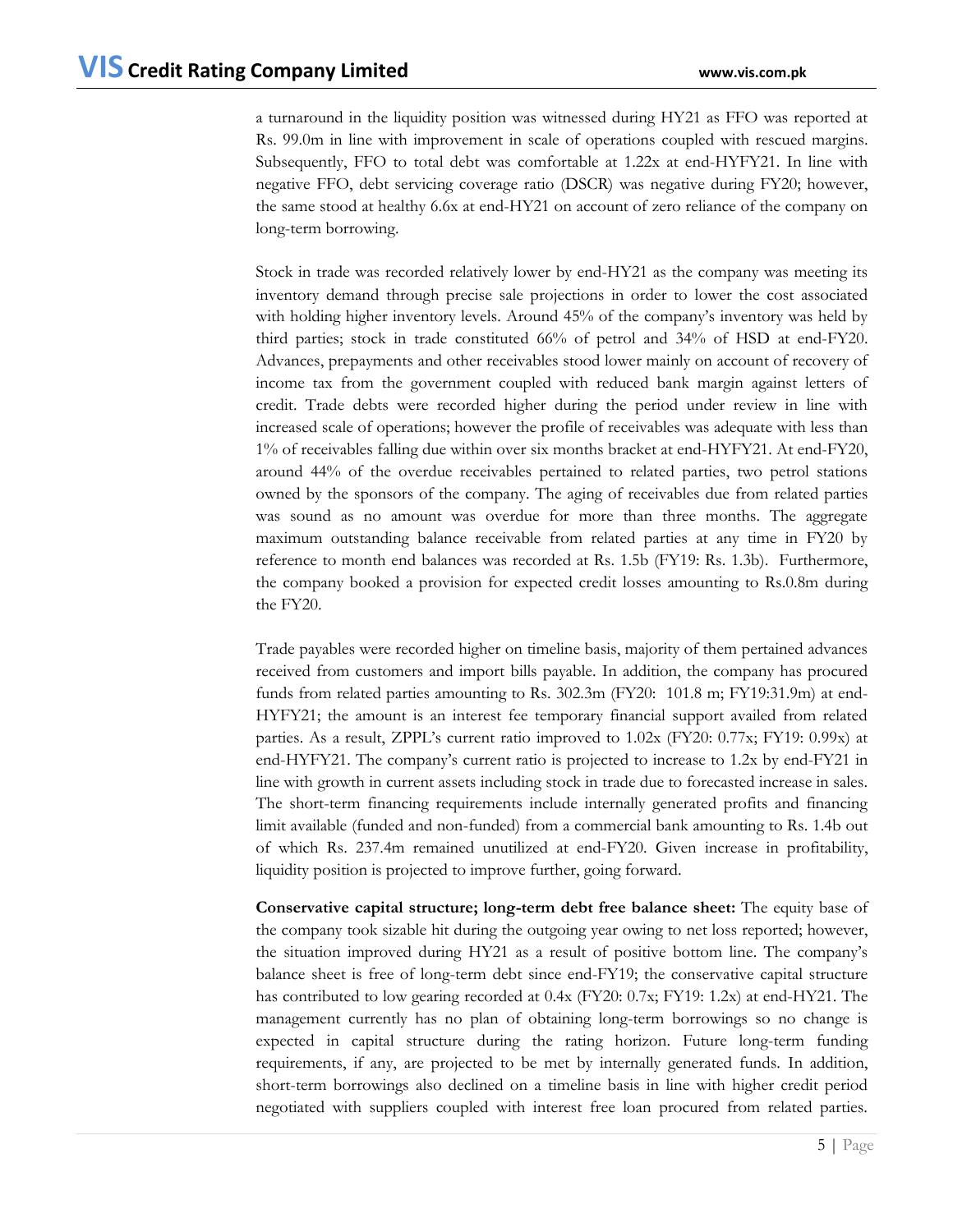a turnaround in the liquidity position was witnessed during HY21 as FFO was reported at Rs. 99.0m in line with improvement in scale of operations coupled with rescued margins. Subsequently, FFO to total debt was comfortable at 1.22x at end-HYFY21. In line with negative FFO, debt servicing coverage ratio (DSCR) was negative during FY20; however, the same stood at healthy 6.6x at end-HY21 on account of zero reliance of the company on long-term borrowing.

Stock in trade was recorded relatively lower by end-HY21 as the company was meeting its inventory demand through precise sale projections in order to lower the cost associated with holding higher inventory levels. Around 45% of the company's inventory was held by third parties; stock in trade constituted 66% of petrol and 34% of HSD at end-FY20. Advances, prepayments and other receivables stood lower mainly on account of recovery of income tax from the government coupled with reduced bank margin against letters of credit. Trade debts were recorded higher during the period under review in line with increased scale of operations; however the profile of receivables was adequate with less than 1% of receivables falling due within over six months bracket at end-HYFY21. At end-FY20, around 44% of the overdue receivables pertained to related parties, two petrol stations owned by the sponsors of the company. The aging of receivables due from related parties was sound as no amount was overdue for more than three months. The aggregate maximum outstanding balance receivable from related parties at any time in FY20 by reference to month end balances was recorded at Rs. 1.5b (FY19: Rs. 1.3b). Furthermore, the company booked a provision for expected credit losses amounting to Rs.0.8m during the FY20.

Trade payables were recorded higher on timeline basis, majority of them pertained advances received from customers and import bills payable. In addition, the company has procured funds from related parties amounting to Rs. 302.3m (FY20: 101.8 m; FY19:31.9m) at end-HYFY21; the amount is an interest fee temporary financial support availed from related parties. As a result, ZPPL's current ratio improved to 1.02x (FY20: 0.77x; FY19: 0.99x) at end-HYFY21. The company's current ratio is projected to increase to 1.2x by end-FY21 in line with growth in current assets including stock in trade due to forecasted increase in sales. The short-term financing requirements include internally generated profits and financing limit available (funded and non-funded) from a commercial bank amounting to Rs. 1.4b out of which Rs. 237.4m remained unutilized at end-FY20. Given increase in profitability, liquidity position is projected to improve further, going forward.

**Conservative capital structure; long-term debt free balance sheet:** The equity base of the company took sizable hit during the outgoing year owing to net loss reported; however, the situation improved during HY21 as a result of positive bottom line. The company's balance sheet is free of long-term debt since end-FY19; the conservative capital structure has contributed to low gearing recorded at 0.4x (FY20: 0.7x; FY19: 1.2x) at end-HY21. The management currently has no plan of obtaining long-term borrowings so no change is expected in capital structure during the rating horizon. Future long-term funding requirements, if any, are projected to be met by internally generated funds. In addition, short-term borrowings also declined on a timeline basis in line with higher credit period negotiated with suppliers coupled with interest free loan procured from related parties.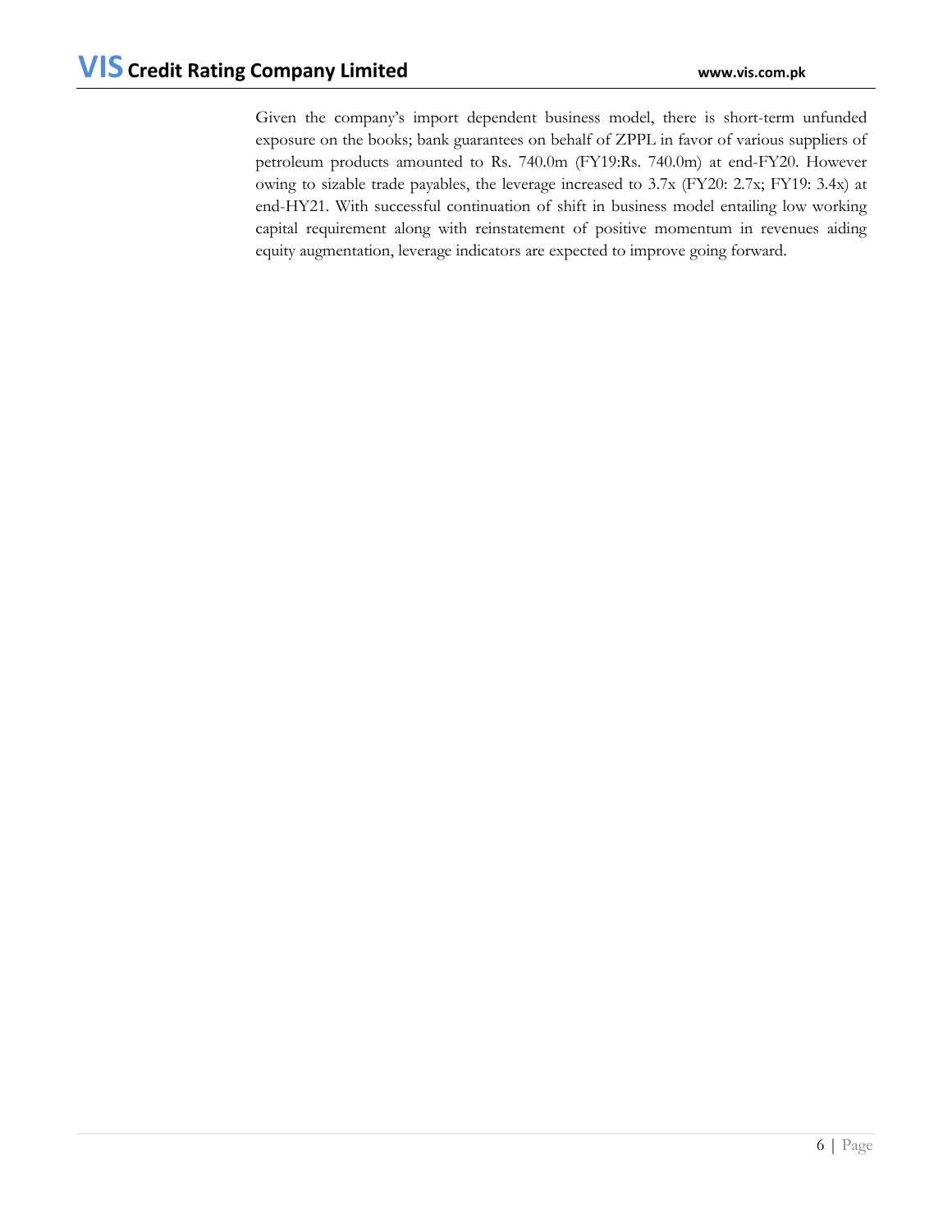Given the company's import dependent business model, there is short-term unfunded exposure on the books; bank guarantees on behalf of ZPPL in favor of various suppliers of petroleum products amounted to Rs. 740.0m (FY19:Rs. 740.0m) at end-FY20. However owing to sizable trade payables, the leverage increased to 3.7x (FY20: 2.7x; FY19: 3.4x) at end-HY21. With successful continuation of shift in business model entailing low working capital requirement along with reinstatement of positive momentum in revenues aiding equity augmentation, leverage indicators are expected to improve going forward.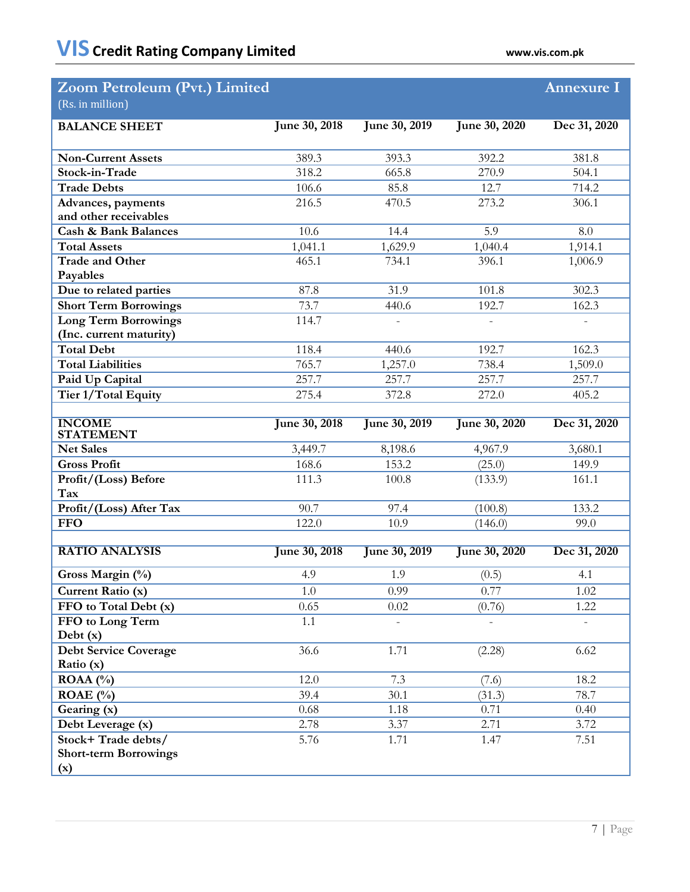## Zoom Petroleum (Pvt.) Limited — Annexure I

(Rs. in million)

| BALANCE SHEET | June 30, 2018 | June 30, 2019 | June 30, 2020 | Dec 31, 2020 |
|---|---|---|---|---|
| Non-Current Assets | 389.3 | 393.3 | 392.2 | 381.8 |
| Stock-in-Trade | 318.2 | 665.8 | 270.9 | 504.1 |
| Trade Debts | 106.6 | 85.8 | 12.7 | 714.2 |
| Advances, payments and other receivables | 216.5 | 470.5 | 273.2 | 306.1 |
| Cash & Bank Balances | 10.6 | 14.4 | 5.9 | 8.0 |
| Total Assets | 1,041.1 | 1,629.9 | 1,040.4 | 1,914.1 |
| Trade and Other Payables | 465.1 | 734.1 | 396.1 | 1,006.9 |
| Due to related parties | 87.8 | 31.9 | 101.8 | 302.3 |
| Short Term Borrowings | 73.7 | 440.6 | 192.7 | 162.3 |
| Long Term Borrowings (Inc. current maturity) | 114.7 | - | - | - |
| Total Debt | 118.4 | 440.6 | 192.7 | 162.3 |
| Total Liabilities | 765.7 | 1,257.0 | 738.4 | 1,509.0 |
| Paid Up Capital | 257.7 | 257.7 | 257.7 | 257.7 |
| Tier 1/Total Equity | 275.4 | 372.8 | 272.0 | 405.2 |

| INCOME STATEMENT | June 30, 2018 | June 30, 2019 | June 30, 2020 | Dec 31, 2020 |
|---|---|---|---|---|
| Net Sales | 3,449.7 | 8,198.6 | 4,967.9 | 3,680.1 |
| Gross Profit | 168.6 | 153.2 | (25.0) | 149.9 |
| Profit/(Loss) Before Tax | 111.3 | 100.8 | (133.9) | 161.1 |
| Profit/(Loss) After Tax | 90.7 | 97.4 | (100.8) | 133.2 |
| FFO | 122.0 | 10.9 | (146.0) | 99.0 |

| RATIO ANALYSIS | June 30, 2018 | June 30, 2019 | June 30, 2020 | Dec 31, 2020 |
|---|---|---|---|---|
| Gross Margin (%) | 4.9 | 1.9 | (0.5) | 4.1 |
| Current Ratio (x) | 1.0 | 0.99 | 0.77 | 1.02 |
| FFO to Total Debt (x) | 0.65 | 0.02 | (0.76) | 1.22 |
| FFO to Long Term Debt (x) | 1.1 | - | - | - |
| Debt Service Coverage Ratio (x) | 36.6 | 1.71 | (2.28) | 6.62 |
| ROAA (%) | 12.0 | 7.3 | (7.6) | 18.2 |
| ROAE (%) | 39.4 | 30.1 | (31.3) | 78.7 |
| Gearing (x) | 0.68 | 1.18 | 0.71 | 0.40 |
| Debt Leverage (x) | 2.78 | 3.37 | 2.71 | 3.72 |
| Stock+ Trade debts/ Short-term Borrowings (x) | 5.76 | 1.71 | 1.47 | 7.51 |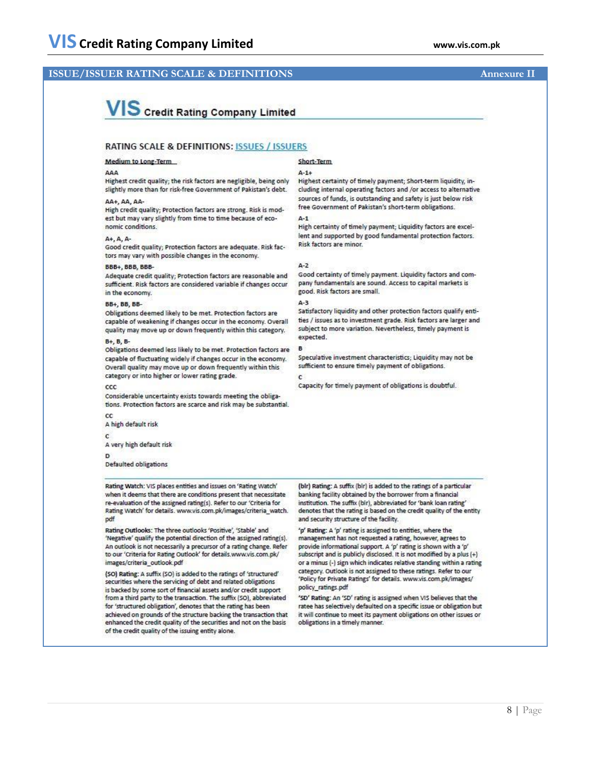## ISSUE/ISSUER RATING SCALE & DEFINITIONS

Annexure II

**VIS** Credit Rating Company Limited

### RATING SCALE & DEFINITIONS: ISSUES / ISSUERS

**Medium to Long-Term**

**AAA**
Highest credit quality; the risk factors are negligible, being only slightly more than for risk-free Government of Pakistan's debt.

**AA+, AA, AA-**
High credit quality; Protection factors are strong. Risk is modest but may vary slightly from time to time because of economic conditions.

**A+, A, A-**
Good credit quality; Protection factors are adequate. Risk factors may vary with possible changes in the economy.

**BBB+, BBB, BBB-**
Adequate credit quality; Protection factors are reasonable and sufficient. Risk factors are considered variable if changes occur in the economy.

**BB+, BB, BB-**
Obligations deemed likely to be met. Protection factors are capable of weakening if changes occur in the economy. Overall quality may move up or down frequently within this category.

**B+, B, B-**
Obligations deemed less likely to be met. Protection factors are capable of fluctuating widely if changes occur in the economy. Overall quality may move up or down frequently within this category or into higher or lower rating grade.

**CCC**
Considerable uncertainty exists towards meeting the obligations. Protection factors are scarce and risk may be substantial.

**CC**
A high default risk

**C**
A very high default risk

**D**
Defaulted obligations

**Short-Term**

**A-1+**
Highest certainty of timely payment; Short-term liquidity, including internal operating factors and /or access to alternative sources of funds, is outstanding and safety is just below risk free Government of Pakistan's short-term obligations.

**A-1**
High certainty of timely payment; Liquidity factors are excellent and supported by good fundamental protection factors. Risk factors are minor.

**A-2**
Good certainty of timely payment. Liquidity factors and company fundamentals are sound. Access to capital markets is good. Risk factors are small.

**A-3**
Satisfactory liquidity and other protection factors qualify entities / issues as to investment grade. Risk factors are larger and subject to more variation. Nevertheless, timely payment is expected.

**B**
Speculative investment characteristics; Liquidity may not be sufficient to ensure timely payment of obligations.

**C**
Capacity for timely payment of obligations is doubtful.

**Rating Watch:** VIS places entities and issues on 'Rating Watch' when it deems that there are conditions present that necessitate re-evaluation of the assigned rating(s). Refer to our 'Criteria for Rating Watch' for details. www.vis.com.pk/images/criteria_watch.pdf

**Rating Outlooks:** The three outlooks 'Positive', 'Stable' and 'Negative' qualify the potential direction of the assigned rating(s). An outlook is not necessarily a precursor of a rating change. Refer to our 'Criteria for Rating Outlook' for details.www.vis.com.pk/images/criteria_outlook.pdf

**(SO) Rating:** A suffix (SO) is added to the ratings of 'structured' securities where the servicing of debt and related obligations is backed by some sort of financial assets and/or credit support from a third party to the transaction. The suffix (SO), abbreviated for 'structured obligation', denotes that the rating has been achieved on grounds of the structure backing the transaction that enhanced the credit quality of the securities and not on the basis of the credit quality of the issuing entity alone.

**(blr) Rating:** A suffix (blr) is added to the ratings of a particular banking facility obtained by the borrower from a financial institution. The suffix (blr), abbreviated for 'bank loan rating' denotes that the rating is based on the credit quality of the entity and security structure of the facility.

**'p' Rating:** A 'p' rating is assigned to entities, where the management has not requested a rating, however, agrees to provide informational support. A 'p' rating is shown with a 'p' subscript and is publicly disclosed. It is not modified by a plus (+) or a minus (-) sign which indicates relative standing within a rating category. Outlook is not assigned to these ratings. Refer to our 'Policy for Private Ratings' for details. www.vis.com.pk/images/policy_ratings.pdf

**'SD' Rating:** An 'SD' rating is assigned when VIS believes that the ratee has selectively defaulted on a specific issue or obligation but it will continue to meet its payment obligations on other issues or obligations in a timely manner.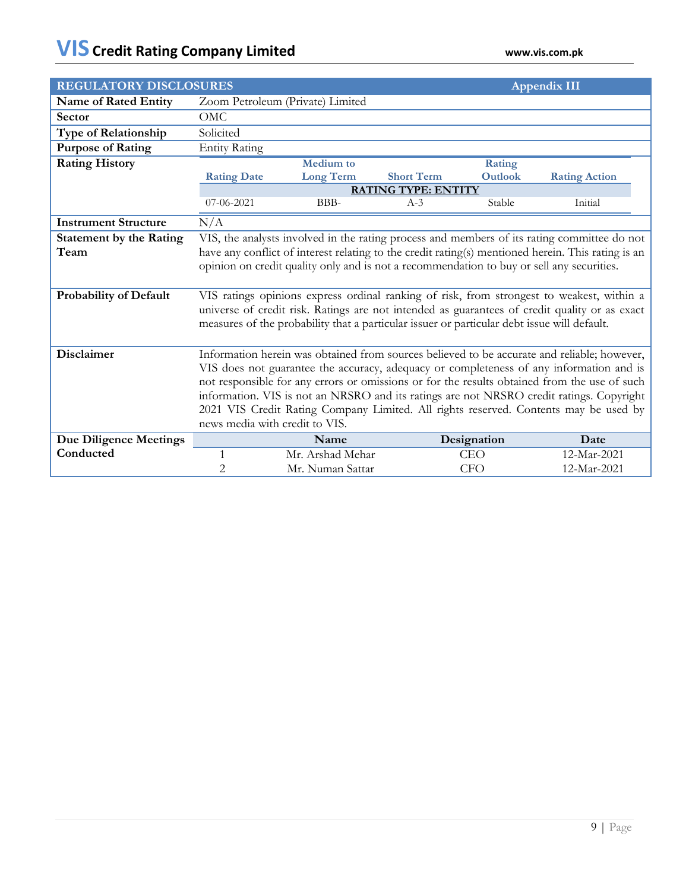| REGULATORY DISCLOSURES | | | | | Appendix III |
|---|---|---|---|---|---|
| **Name of Rated Entity** | Zoom Petroleum (Private) Limited | | | | |
| **Sector** | OMC | | | | |
| **Type of Relationship** | Solicited | | | | |
| **Purpose of Rating** | Entity Rating | | | | |
| **Rating History** | **Rating Date** | **Medium to Long Term** | **Short Term** | **Rating Outlook** | **Rating Action** |
| | | | **RATING TYPE: ENTITY** | | |
| | 07-06-2021 | BBB- | A-3 | Stable | Initial |
| **Instrument Structure** | N/A | | | | |
| **Statement by the Rating Team** | VIS, the analysts involved in the rating process and members of its rating committee do not have any conflict of interest relating to the credit rating(s) mentioned herein. This rating is an opinion on credit quality only and is not a recommendation to buy or sell any securities. | | | | |
| **Probability of Default** | VIS ratings opinions express ordinal ranking of risk, from strongest to weakest, within a universe of credit risk. Ratings are not intended as guarantees of credit quality or as exact measures of the probability that a particular issuer or particular debt issue will default. | | | | |
| **Disclaimer** | Information herein was obtained from sources believed to be accurate and reliable; however, VIS does not guarantee the accuracy, adequacy or completeness of any information and is not responsible for any errors or omissions or for the results obtained from the use of such information. VIS is not an NRSRO and its ratings are not NRSRO credit ratings. Copyright 2021 VIS Credit Rating Company Limited. All rights reserved. Contents may be used by news media with credit to VIS. | | | | |
| **Due Diligence Meetings Conducted** | | **Name** | **Designation** | **Date** | |
| | 1 | Mr. Arshad Mehar | CEO | 12-Mar-2021 | |
| | 2 | Mr. Numan Sattar | CFO | 12-Mar-2021 | |